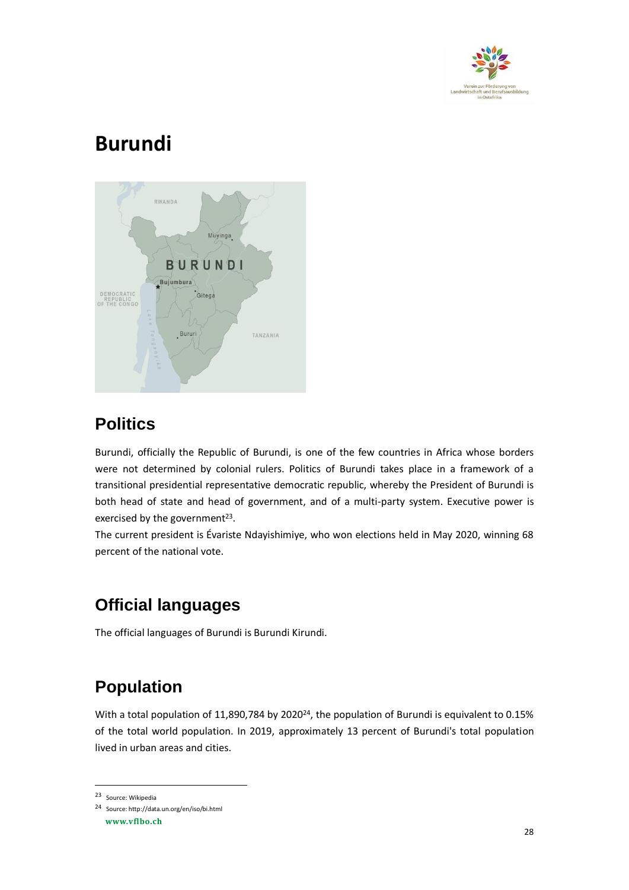# Burundi

## Politics

Burundi, officially the Republic of Burundi, is one of the few countries in Africa whose borders were not determined by colonial rulers. Politics of Burundi takes place in a framework of a transitional presidential representative democratic republic, whereby the President of Burundi is both head of state and head of government, and of a multi-party system. Executive power is exercised by the government[23].

The current president is Évariste Ndayishimiye, who won elections held in May 2020, winning 68 percent of the national vote.

## Official languages

The official languages of Burundi is Burundi Kirundi.

## Population

With a total population of 11,890,784 by 2020[24], the population of Burundi is equivalent to 0.15% of the total world population. In 2019, approximately 13 percent of Burundi's total population lived in urban areas and cities.

---

[23] Source: Wikipedia

[24] Source: http://data.un.org/en/iso/bi.html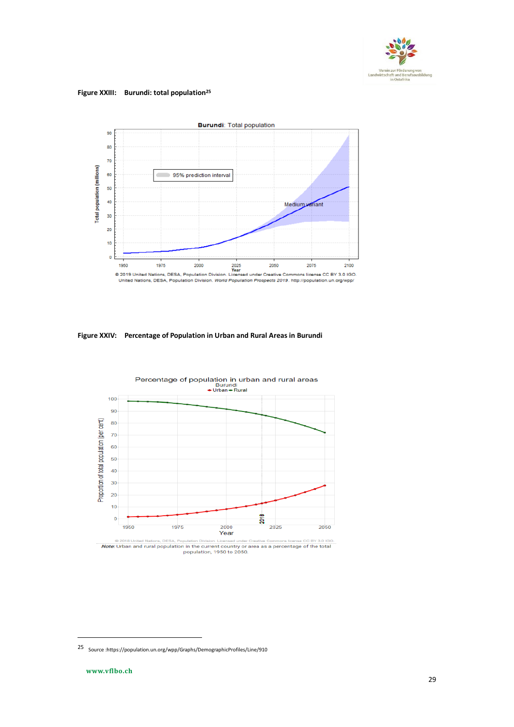**Figure XXIII: Burundi: total population**[25]

**Figure XXIV: Percentage of Population in Urban and Rural Areas in Burundi**

---

25 Source :https://population.un.org/wpp/Graphs/DemographicProfiles/Line/910

www.vflbo.ch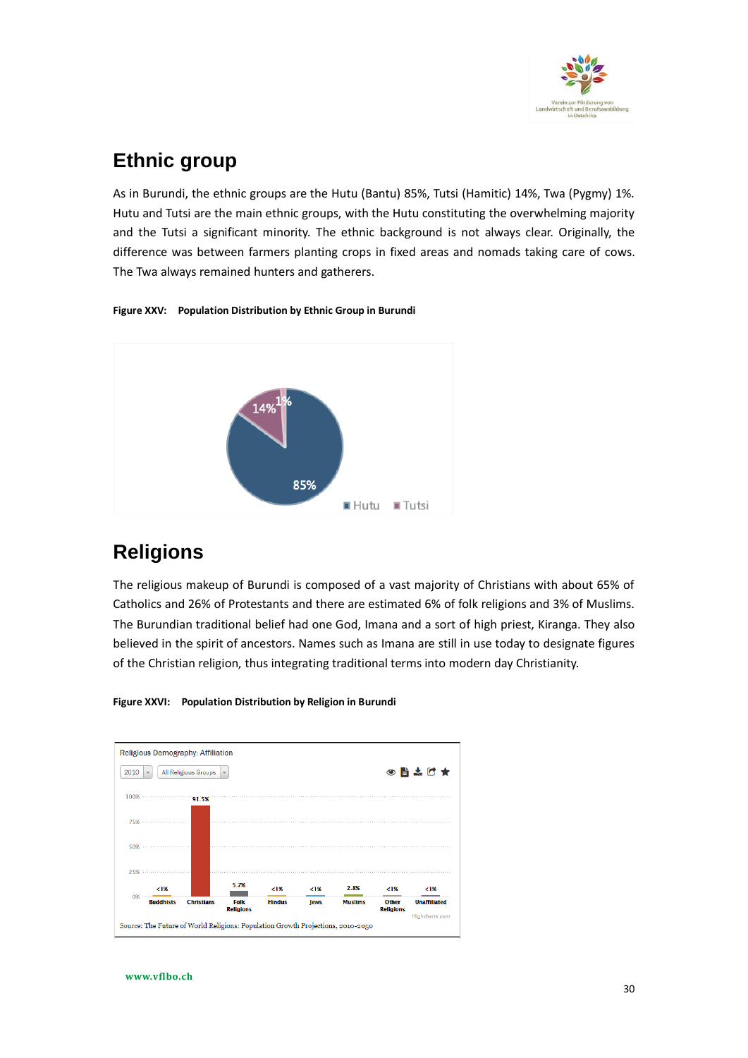## Ethnic group

As in Burundi, the ethnic groups are the Hutu (Bantu) 85%, Tutsi (Hamitic) 14%, Twa (Pygmy) 1%. Hutu and Tutsi are the main ethnic groups, with the Hutu constituting the overwhelming majority and the Tutsi a significant minority. The ethnic background is not always clear. Originally, the difference was between farmers planting crops in fixed areas and nomads taking care of cows. The Twa always remained hunters and gatherers.

**Figure XXV: Population Distribution by Ethnic Group in Burundi**

## Religions

The religious makeup of Burundi is composed of a vast majority of Christians with about 65% of Catholics and 26% of Protestants and there are estimated 6% of folk religions and 3% of Muslims. The Burundian traditional belief had one God, Imana and a sort of high priest, Kiranga. They also believed in the spirit of ancestors. Names such as Imana are still in use today to designate figures of the Christian religion, thus integrating traditional terms into modern day Christianity.

**Figure XXVI: Population Distribution by Religion in Burundi**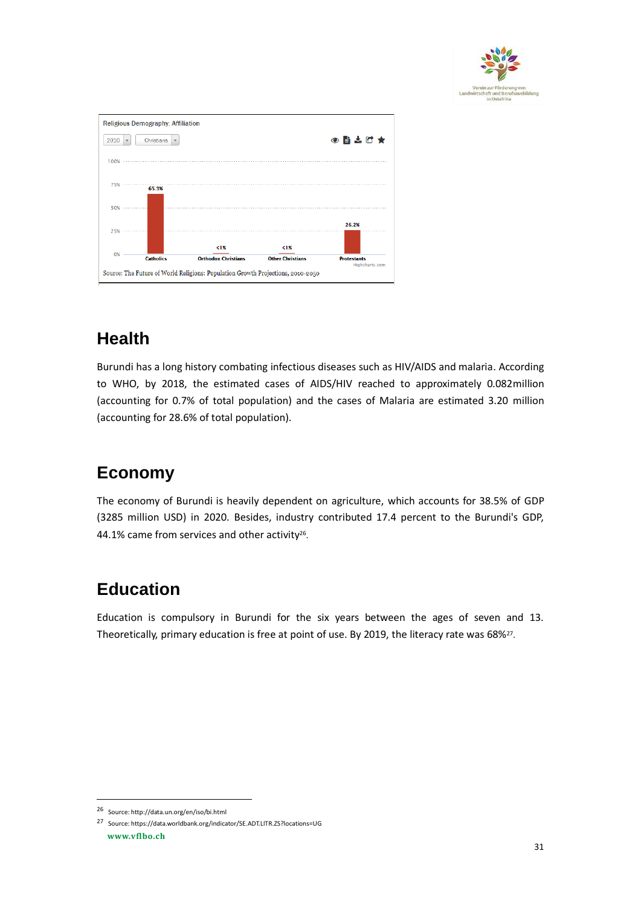Religious Demography. Affiliation

2010 Christians

100%

75%

50%

25%

0%

65.3%

<1%

<1%

26.2%

Catholics

Orthodox Christians

Other Christians

Protestants

Highcharts.com

Source: The Future of World Religions: Population Growth Projections, 2010-2050

## Health

Burundi has a long history combating infectious diseases such as HIV/AIDS and malaria. According to WHO, by 2018, the estimated cases of AIDS/HIV reached to approximately 0.082million (accounting for 0.7% of total population) and the cases of Malaria are estimated 3.20 million (accounting for 28.6% of total population).

## Economy

The economy of Burundi is heavily dependent on agriculture, which accounts for 38.5% of GDP (3285 million USD) in 2020. Besides, industry contributed 17.4 percent to the Burundi's GDP, 44.1% came from services and other activity[26].

## Education

Education is compulsory in Burundi for the six years between the ages of seven and 13. Theoretically, primary education is free at point of use. By 2019, the literacy rate was 68%[27].

---

[26] Source: http://data.un.org/en/iso/bi.html

[27] Source: https://data.worldbank.org/indicator/SE.ADT.LITR.ZS?locations=UG

www.vflbo.ch